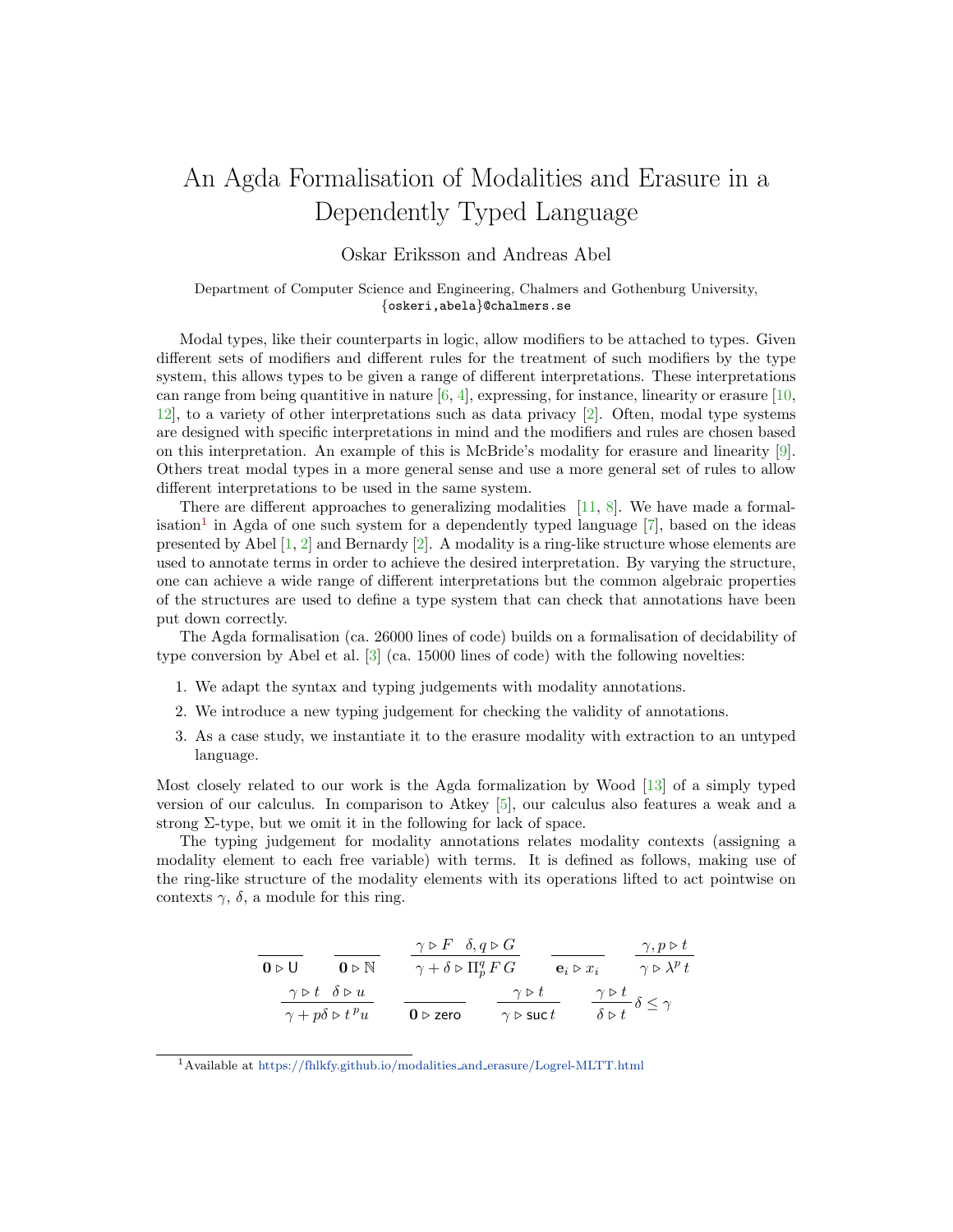# An Agda Formalisation of Modalities and Erasure in a Dependently Typed Language

Oskar Eriksson and Andreas Abel

Department of Computer Science and Engineering, Chalmers and Gothenburg University,
{oskeri,abela}@chalmers.se

Modal types, like their counterparts in logic, allow modifiers to be attached to types. Given different sets of modifiers and different rules for the treatment of such modifiers by the type system, this allows types to be given a range of different interpretations. These interpretations can range from being quantitive in nature [6, 4], expressing, for instance, linearity or erasure [10, 12], to a variety of other interpretations such as data privacy [2]. Often, modal type systems are designed with specific interpretations in mind and the modifiers and rules are chosen based on this interpretation. An example of this is McBride's modality for erasure and linearity [9]. Others treat modal types in a more general sense and use a more general set of rules to allow different interpretations to be used in the same system.

There are different approaches to generalizing modalities [11, 8]. We have made a formalisation[1] in Agda of one such system for a dependently typed language [7], based on the ideas presented by Abel [1, 2] and Bernardy [2]. A modality is a ring-like structure whose elements are used to annotate terms in order to achieve the desired interpretation. By varying the structure, one can achieve a wide range of different interpretations but the common algebraic properties of the structures are used to define a type system that can check that annotations have been put down correctly.

The Agda formalisation (ca. 26000 lines of code) builds on a formalisation of decidability of type conversion by Abel et al. [3] (ca. 15000 lines of code) with the following novelties:

1. We adapt the syntax and typing judgements with modality annotations.
2. We introduce a new typing judgement for checking the validity of annotations.
3. As a case study, we instantiate it to the erasure modality with extraction to an untyped language.

Most closely related to our work is the Agda formalization by Wood [13] of a simply typed version of our calculus. In comparison to Atkey [5], our calculus also features a weak and a strong Σ-type, but we omit it in the following for lack of space.

The typing judgement for modality annotations relates modality contexts (assigning a modality element to each free variable) with terms. It is defined as follows, making use of the ring-like structure of the modality elements with its operations lifted to act pointwise on contexts $\gamma$, $\delta$, a module for this ring.

$$
\frac{}{\mathbf{0} \triangleright \mathsf{U}} \qquad \frac{}{\mathbf{0} \triangleright \mathbb{N}} \qquad \frac{\gamma \triangleright F \quad \delta, q \triangleright G}{\gamma + \delta \triangleright \Pi_p^q \, F \, G} \qquad \frac{}{\mathbf{e}_i \triangleright x_i} \qquad \frac{\gamma, p \triangleright t}{\gamma \triangleright \lambda^p \, t}
$$

$$
\frac{\gamma \triangleright t \quad \delta \triangleright u}{\gamma + p\delta \triangleright t \,^p u} \qquad \frac{}{\mathbf{0} \triangleright \mathsf{zero}} \qquad \frac{\gamma \triangleright t}{\gamma \triangleright \mathsf{suc}\, t} \qquad \frac{\gamma \triangleright t}{\delta \triangleright t} \delta \leq \gamma
$$

[1] Available at https://fhlkfy.github.io/modalities_and_erasure/Logrel-MLTT.html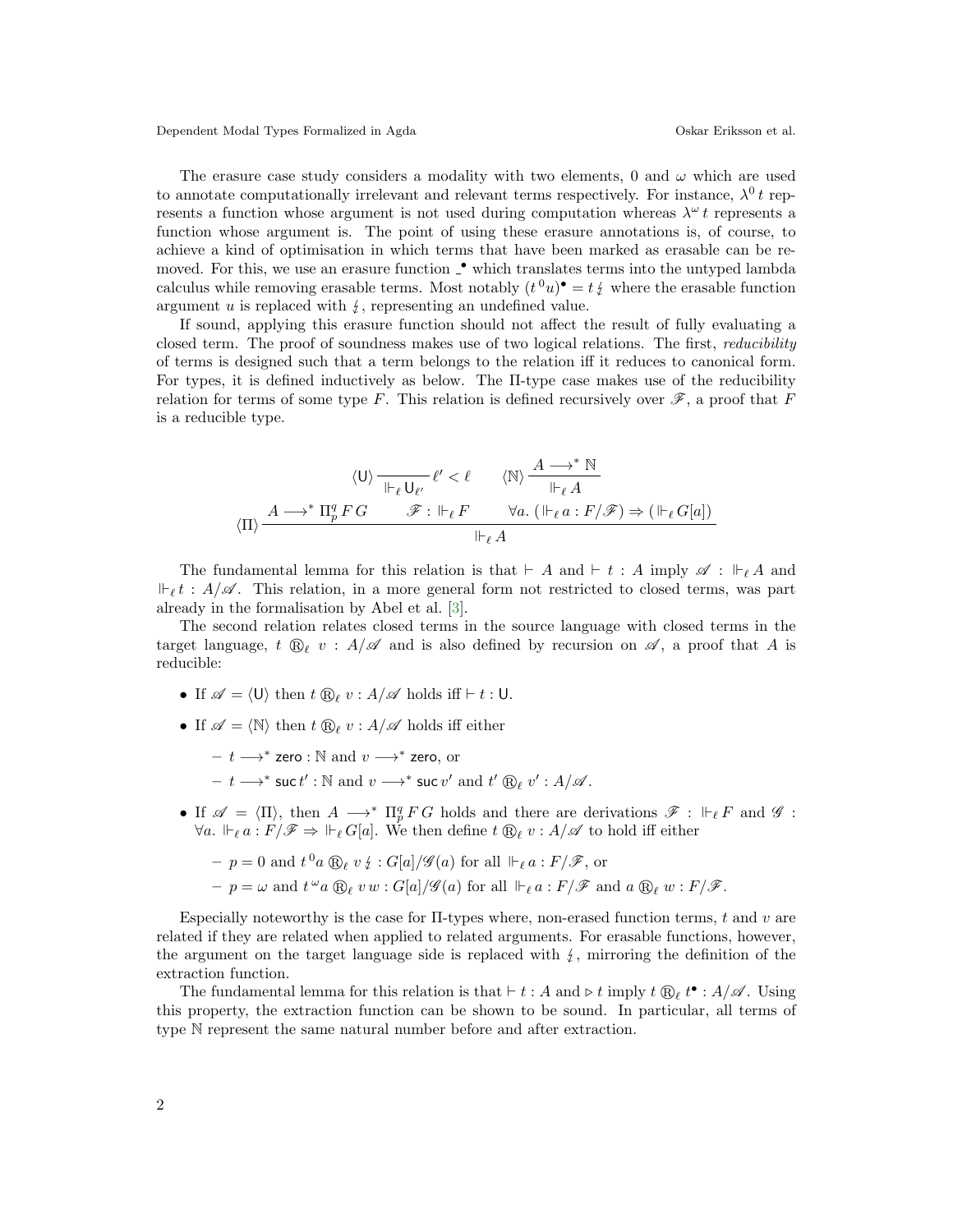The erasure case study considers a modality with two elements, 0 and $\omega$ which are used to annotate computationally irrelevant and relevant terms respectively. For instance, $\lambda^0 t$ represents a function whose argument is not used during computation whereas $\lambda^\omega t$ represents a function whose argument is. The point of using these erasure annotations is, of course, to achieve a kind of optimisation in which terms that have been marked as erasable can be removed. For this, we use an erasure function $\_^\bullet$ which translates terms into the untyped lambda calculus while removing erasable terms. Most notably $(t\,{}^0 u)^\bullet = t\,\lightning$ where the erasable function argument $u$ is replaced with $\lightning$, representing an undefined value.

If sound, applying this erasure function should not affect the result of fully evaluating a closed term. The proof of soundness makes use of two logical relations. The first, *reducibility* of terms is designed such that a term belongs to the relation iff it reduces to canonical form. For types, it is defined inductively as below. The $\Pi$-type case makes use of the reducibility relation for terms of some type $F$. This relation is defined recursively over $\mathscr{F}$, a proof that $F$ is a reducible type.

$$\langle \mathsf{U} \rangle \frac{}{\Vdash_\ell \mathsf{U}_{\ell'}}\ \ell' < \ell \qquad \langle \mathbb{N} \rangle \frac{A \longrightarrow^* \mathbb{N}}{\Vdash_\ell A}$$

$$\langle \Pi \rangle \frac{A \longrightarrow^* \Pi^q_p\, F\, G \qquad \mathscr{F} : \Vdash_\ell F \qquad \forall a.\ (\Vdash_\ell a : F/\mathscr{F}) \Rightarrow (\Vdash_\ell G[a])}{\Vdash_\ell A}$$

The fundamental lemma for this relation is that $\vdash A$ and $\vdash t : A$ imply $\mathscr{A} : \Vdash_\ell A$ and $\Vdash_\ell t : A/\mathscr{A}$. This relation, in a more general form not restricted to closed terms, was part already in the formalisation by Abel et al. [3].

The second relation relates closed terms in the source language with closed terms in the target language, $t \circledR_\ell v : A/\mathscr{A}$ and is also defined by recursion on $\mathscr{A}$, a proof that $A$ is reducible:

- If $\mathscr{A} = \langle \mathsf{U} \rangle$ then $t \circledR_\ell v : A/\mathscr{A}$ holds iff $\vdash t : \mathsf{U}$.
- If $\mathscr{A} = \langle \mathbb{N} \rangle$ then $t \circledR_\ell v : A/\mathscr{A}$ holds iff either
  - $t \longrightarrow^* \mathsf{zero} : \mathbb{N}$ and $v \longrightarrow^* \mathsf{zero}$, or
  - $t \longrightarrow^* \mathsf{suc}\, t' : \mathbb{N}$ and $v \longrightarrow^* \mathsf{suc}\, v'$ and $t' \circledR_\ell v' : A/\mathscr{A}$.
- If $\mathscr{A} = \langle \Pi \rangle$, then $A \longrightarrow^* \Pi^q_p\, F\, G$ holds and there are derivations $\mathscr{F} : \Vdash_\ell F$ and $\mathscr{G} : \forall a.\ \Vdash_\ell a : F/\mathscr{F} \Rightarrow \Vdash_\ell G[a]$. We then define $t \circledR_\ell v : A/\mathscr{A}$ to hold iff either
  - $p = 0$ and $t\,{}^0 a \circledR_\ell v\,\lightning : G[a]/\mathscr{G}(a)$ for all $\Vdash_\ell a : F/\mathscr{F}$, or
  - $p = \omega$ and $t\,{}^\omega a \circledR_\ell v\, w : G[a]/\mathscr{G}(a)$ for all $\Vdash_\ell a : F/\mathscr{F}$ and $a \circledR_\ell w : F/\mathscr{F}$.

Especially noteworthy is the case for $\Pi$-types where, non-erased function terms, $t$ and $v$ are related if they are related when applied to related arguments. For erasable functions, however, the argument on the target language side is replaced with $\lightning$, mirroring the definition of the extraction function.

The fundamental lemma for this relation is that $\vdash t : A$ and $\triangleright\, t$ imply $t \circledR_\ell t^\bullet : A/\mathscr{A}$. Using this property, the extraction function can be shown to be sound. In particular, all terms of type $\mathbb{N}$ represent the same natural number before and after extraction.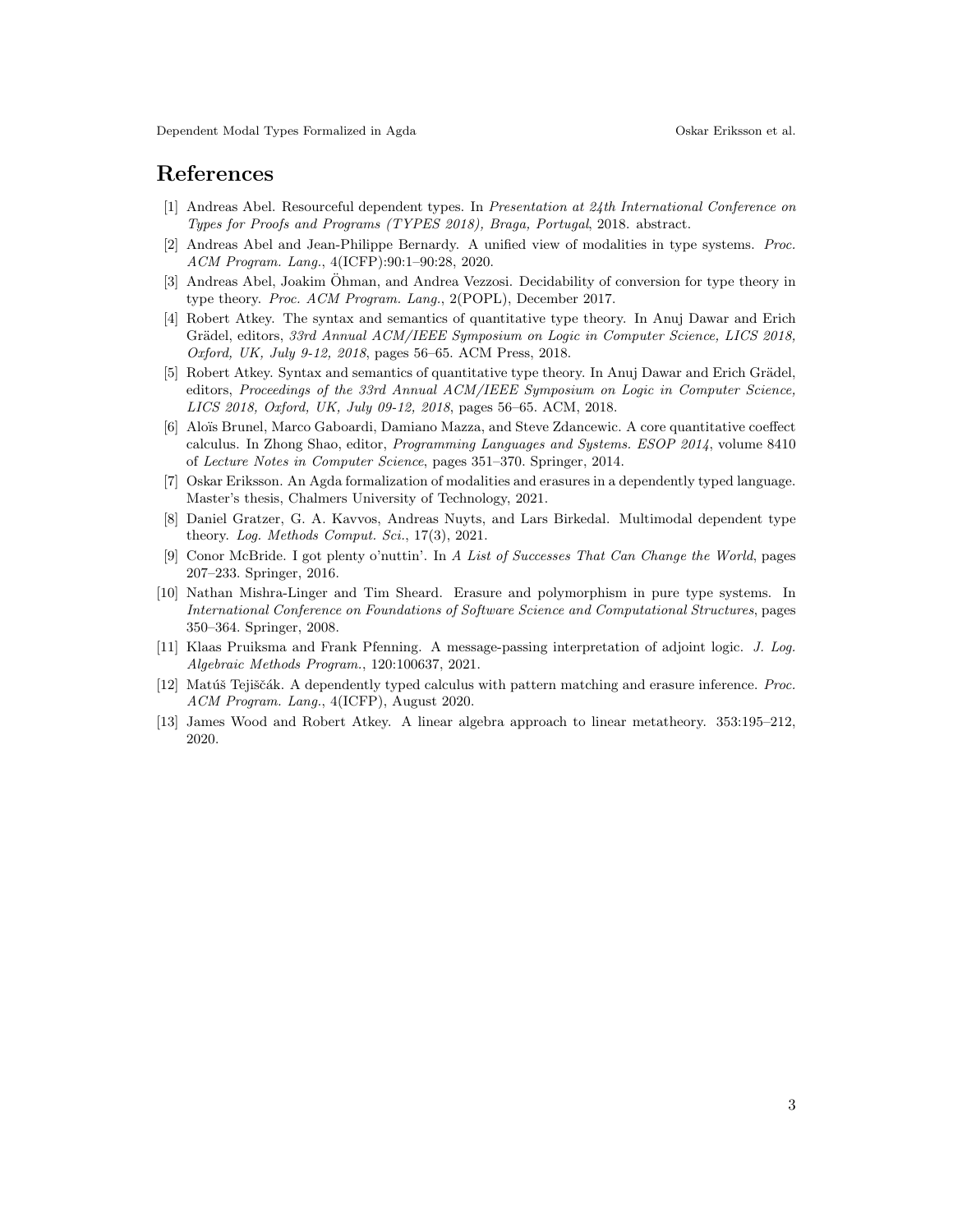# References

[1] Andreas Abel. Resourceful dependent types. In *Presentation at 24th International Conference on Types for Proofs and Programs (TYPES 2018), Braga, Portugal*, 2018. abstract.

[2] Andreas Abel and Jean-Philippe Bernardy. A unified view of modalities in type systems. *Proc. ACM Program. Lang.*, 4(ICFP):90:1–90:28, 2020.

[3] Andreas Abel, Joakim Öhman, and Andrea Vezzosi. Decidability of conversion for type theory in type theory. *Proc. ACM Program. Lang.*, 2(POPL), December 2017.

[4] Robert Atkey. The syntax and semantics of quantitative type theory. In Anuj Dawar and Erich Grädel, editors, *33rd Annual ACM/IEEE Symposium on Logic in Computer Science, LICS 2018, Oxford, UK, July 9-12, 2018*, pages 56–65. ACM Press, 2018.

[5] Robert Atkey. Syntax and semantics of quantitative type theory. In Anuj Dawar and Erich Grädel, editors, *Proceedings of the 33rd Annual ACM/IEEE Symposium on Logic in Computer Science, LICS 2018, Oxford, UK, July 09-12, 2018*, pages 56–65. ACM, 2018.

[6] Aloïs Brunel, Marco Gaboardi, Damiano Mazza, and Steve Zdancewic. A core quantitative coeffect calculus. In Zhong Shao, editor, *Programming Languages and Systems. ESOP 2014*, volume 8410 of *Lecture Notes in Computer Science*, pages 351–370. Springer, 2014.

[7] Oskar Eriksson. An Agda formalization of modalities and erasures in a dependently typed language. Master's thesis, Chalmers University of Technology, 2021.

[8] Daniel Gratzer, G. A. Kavvos, Andreas Nuyts, and Lars Birkedal. Multimodal dependent type theory. *Log. Methods Comput. Sci.*, 17(3), 2021.

[9] Conor McBride. I got plenty o'nuttin'. In *A List of Successes That Can Change the World*, pages 207–233. Springer, 2016.

[10] Nathan Mishra-Linger and Tim Sheard. Erasure and polymorphism in pure type systems. In *International Conference on Foundations of Software Science and Computational Structures*, pages 350–364. Springer, 2008.

[11] Klaas Pruiksma and Frank Pfenning. A message-passing interpretation of adjoint logic. *J. Log. Algebraic Methods Program.*, 120:100637, 2021.

[12] Matúš Tejiščák. A dependently typed calculus with pattern matching and erasure inference. *Proc. ACM Program. Lang.*, 4(ICFP), August 2020.

[13] James Wood and Robert Atkey. A linear algebra approach to linear metatheory. 353:195–212, 2020.